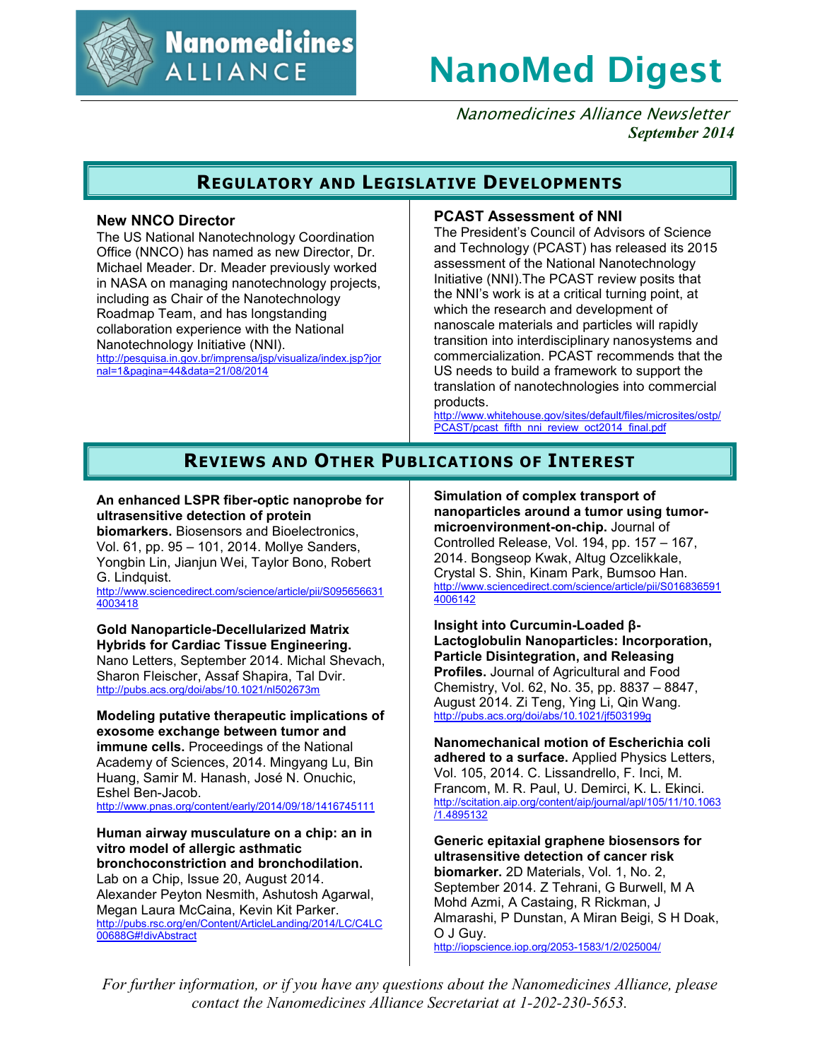# NanoMed Digest

*Nanomedicines Alliance Newsletter*
***September 2014***

## Regulatory and Legislative Developments

### New NNCO Director

The US National Nanotechnology Coordination Office (NNCO) has named as new Director, Dr. Michael Meader. Dr. Meader previously worked in NASA on managing nanotechnology projects, including as Chair of the Nanotechnology Roadmap Team, and has longstanding collaboration experience with the National Nanotechnology Initiative (NNI).
http://pesquisa.in.gov.br/imprensa/jsp/visualiza/index.jsp?jornal=1&pagina=44&data=21/08/2014

### PCAST Assessment of NNI

The President's Council of Advisors of Science and Technology (PCAST) has released its 2015 assessment of the National Nanotechnology Initiative (NNI).The PCAST review posits that the NNI's work is at a critical turning point, at which the research and development of nanoscale materials and particles will rapidly transition into interdisciplinary nanosystems and commercialization. PCAST recommends that the US needs to build a framework to support the translation of nanotechnologies into commercial products.
http://www.whitehouse.gov/sites/default/files/microsites/ostp/PCAST/pcast_fifth_nni_review_oct2014_final.pdf

## Reviews and Other Publications of Interest

**An enhanced LSPR fiber-optic nanoprobe for ultrasensitive detection of protein biomarkers.** Biosensors and Bioelectronics, Vol. 61, pp. 95 – 101, 2014. Mollye Sanders, Yongbin Lin, Jianjun Wei, Taylor Bono, Robert G. Lindquist.
http://www.sciencedirect.com/science/article/pii/S0956566314003418

**Gold Nanoparticle-Decellularized Matrix Hybrids for Cardiac Tissue Engineering.** Nano Letters, September 2014. Michal Shevach, Sharon Fleischer, Assaf Shapira, Tal Dvir.
http://pubs.acs.org/doi/abs/10.1021/nl502673m

**Modeling putative therapeutic implications of exosome exchange between tumor and immune cells.** Proceedings of the National Academy of Sciences, 2014. Mingyang Lu, Bin Huang, Samir M. Hanash, José N. Onuchic, Eshel Ben-Jacob.
http://www.pnas.org/content/early/2014/09/18/1416745111

**Human airway musculature on a chip: an in vitro model of allergic asthmatic bronchoconstriction and bronchodilation.** Lab on a Chip, Issue 20, August 2014. Alexander Peyton Nesmith, Ashutosh Agarwal, Megan Laura McCaina, Kevin Kit Parker.
http://pubs.rsc.org/en/Content/ArticleLanding/2014/LC/C4LC00688G#!divAbstract

**Simulation of complex transport of nanoparticles around a tumor using tumor-microenvironment-on-chip.** Journal of Controlled Release, Vol. 194, pp. 157 – 167, 2014. Bongseop Kwak, Altug Ozcelikkale, Crystal S. Shin, Kinam Park, Bumsoo Han.
http://www.sciencedirect.com/science/article/pii/S0168365914006142

**Insight into Curcumin-Loaded β-Lactoglobulin Nanoparticles: Incorporation, Particle Disintegration, and Releasing Profiles.** Journal of Agricultural and Food Chemistry, Vol. 62, No. 35, pp. 8837 – 8847, August 2014. Zi Teng, Ying Li, Qin Wang.
http://pubs.acs.org/doi/abs/10.1021/jf503199g

**Nanomechanical motion of Escherichia coli adhered to a surface.** Applied Physics Letters, Vol. 105, 2014. C. Lissandrello, F. Inci, M. Francom, M. R. Paul, U. Demirci, K. L. Ekinci.
http://scitation.aip.org/content/aip/journal/apl/105/11/10.1063/1.4895132

**Generic epitaxial graphene biosensors for ultrasensitive detection of cancer risk biomarker.** 2D Materials, Vol. 1, No. 2, September 2014. Z Tehrani, G Burwell, M A Mohd Azmi, A Castaing, R Rickman, J Almarashi, P Dunstan, A Miran Beigi, S H Doak, O J Guy.
http://iopscience.iop.org/2053-1583/1/2/025004/

*For further information, or if you have any questions about the Nanomedicines Alliance, please contact the Nanomedicines Alliance Secretariat at 1-202-230-5653.*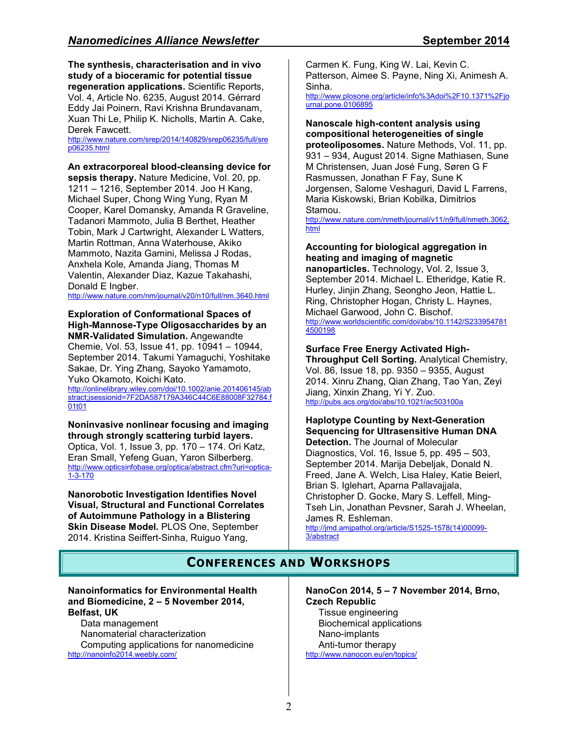**The synthesis, characterisation and in vivo study of a bioceramic for potential tissue regeneration applications.** Scientific Reports, Vol. 4, Article No. 6235, August 2014. Gérrard Eddy Jai Poinern, Ravi Krishna Brundavanam, Xuan Thi Le, Philip K. Nicholls, Martin A. Cake, Derek Fawcett.
http://www.nature.com/srep/2014/140829/srep06235/full/srep06235.html

**An extracorporeal blood-cleansing device for sepsis therapy.** Nature Medicine, Vol. 20, pp. 1211 – 1216, September 2014. Joo H Kang, Michael Super, Chong Wing Yung, Ryan M Cooper, Karel Domansky, Amanda R Graveline, Tadanori Mammoto, Julia B Berthet, Heather Tobin, Mark J Cartwright, Alexander L Watters, Martin Rottman, Anna Waterhouse, Akiko Mammoto, Nazita Gamini, Melissa J Rodas, Anxhela Kole, Amanda Jiang, Thomas M Valentin, Alexander Diaz, Kazue Takahashi, Donald E Ingber.
http://www.nature.com/nm/journal/v20/n10/full/nm.3640.html

**Exploration of Conformational Spaces of High-Mannose-Type Oligosaccharides by an NMR-Validated Simulation.** Angewandte Chemie, Vol. 53, Issue 41, pp. 10941 – 10944, September 2014. Takumi Yamaguchi, Yoshitake Sakae, Dr. Ying Zhang, Sayoko Yamamoto, Yuko Okamoto, Koichi Kato.
http://onlinelibrary.wiley.com/doi/10.1002/anie.201406145/abstract;jsessionid=7F2DA587179A346C44C6E88008F32784.f01t01

**Noninvasive nonlinear focusing and imaging through strongly scattering turbid layers.** Optica, Vol. 1, Issue 3, pp. 170 – 174. Ori Katz, Eran Small, Yefeng Guan, Yaron Silberberg.
http://www.opticsinfobase.org/optica/abstract.cfm?uri=optica-1-3-170

**Nanorobotic Investigation Identifies Novel Visual, Structural and Functional Correlates of Autoimmune Pathology in a Blistering Skin Disease Model.** PLOS One, September 2014. Kristina Seiffert-Sinha, Ruiguo Yang, Carmen K. Fung, King W. Lai, Kevin C. Patterson, Aimee S. Payne, Ning Xi, Animesh A. Sinha.
http://www.plosone.org/article/info%3Adoi%2F10.1371%2Fjournal.pone.0106895

**Nanoscale high-content analysis using compositional heterogeneities of single proteoliposomes.** Nature Methods, Vol. 11, pp. 931 – 934, August 2014. Signe Mathiasen, Sune M Christensen, Juan José Fung, Søren G F Rasmussen, Jonathan F Fay, Sune K Jorgensen, Salome Veshaguri, David L Farrens, Maria Kiskowski, Brian Kobilka, Dimitrios Stamou.
http://www.nature.com/nmeth/journal/v11/n9/full/nmeth.3062.html

**Accounting for biological aggregation in heating and imaging of magnetic nanoparticles.** Technology, Vol. 2, Issue 3, September 2014. Michael L. Etheridge, Katie R. Hurley, Jinjin Zhang, Seongho Jeon, Hattie L. Ring, Christopher Hogan, Christy L. Haynes, Michael Garwood, John C. Bischof.
http://www.worldscientific.com/doi/abs/10.1142/S2339547814500198

**Surface Free Energy Activated High-Throughput Cell Sorting.** Analytical Chemistry, Vol. 86, Issue 18, pp. 9350 – 9355, August 2014. Xinru Zhang, Qian Zhang, Tao Yan, Zeyi Jiang, Xinxin Zhang, Yi Y. Zuo.
http://pubs.acs.org/doi/abs/10.1021/ac503100a

**Haplotype Counting by Next-Generation Sequencing for Ultrasensitive Human DNA Detection.** The Journal of Molecular Diagnostics, Vol. 16, Issue 5, pp. 495 – 503, September 2014. Marija Debeljak, Donald N. Freed, Jane A. Welch, Lisa Haley, Katie Beierl, Brian S. Iglehart, Aparna Pallavajjala, Christopher D. Gocke, Mary S. Leffell, Ming-Tseh Lin, Jonathan Pevsner, Sarah J. Wheelan, James R. Eshleman.
http://jmd.amjpathol.org/article/S1525-1578(14)00099-3/abstract

## Conferences and Workshops

**Nanoinformatics for Environmental Health and Biomedicine, 2 – 5 November 2014, Belfast, UK**

- Data management
- Nanomaterial characterization
- Computing applications for nanomedicine

http://nanoinfo2014.weebly.com/

**NanoCon 2014, 5 – 7 November 2014, Brno, Czech Republic**

- Tissue engineering
- Biochemical applications
- Nano-implants
- Anti-tumor therapy

http://www.nanocon.eu/en/topics/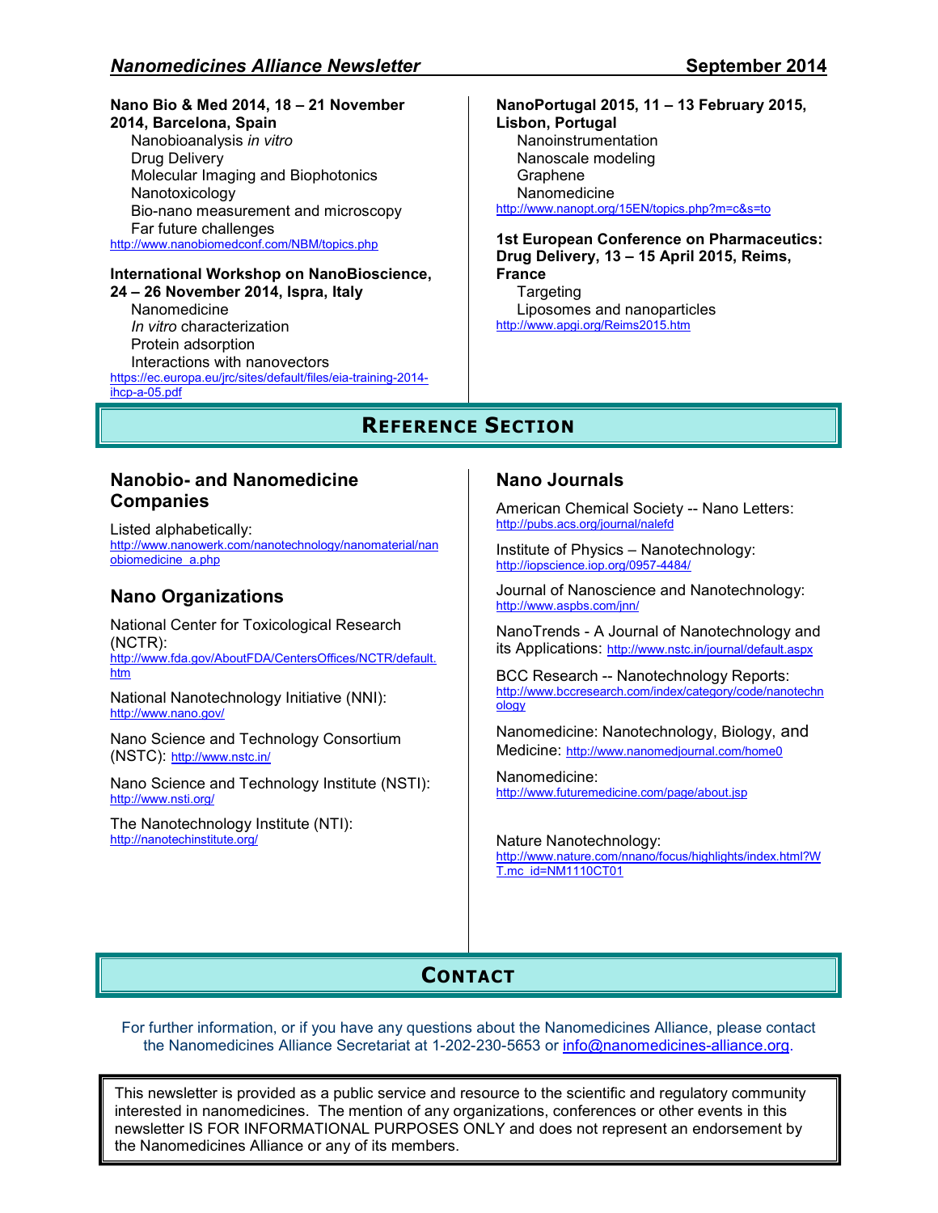**Nano Bio & Med 2014, 18 – 21 November 2014, Barcelona, Spain**

- Nanobioanalysis *in vitro*
- Drug Delivery
- Molecular Imaging and Biophotonics
- Nanotoxicology
- Bio-nano measurement and microscopy
- Far future challenges

http://www.nanobiomedconf.com/NBM/topics.php

**International Workshop on NanoBioscience, 24 – 26 November 2014, Ispra, Italy**

- Nanomedicine
- *In vitro* characterization
- Protein adsorption
- Interactions with nanovectors

https://ec.europa.eu/jrc/sites/default/files/eia-training-2014-ihcp-a-05.pdf

**NanoPortugal 2015, 11 – 13 February 2015, Lisbon, Portugal**

- Nanoinstrumentation
- Nanoscale modeling
- Graphene
- Nanomedicine

http://www.nanopt.org/15EN/topics.php?m=c&s=to

**1st European Conference on Pharmaceutics: Drug Delivery, 13 – 15 April 2015, Reims, France**

- Targeting
- Liposomes and nanoparticles

http://www.apgi.org/Reims2015.htm

# REFERENCE SECTION

## Nanobio- and Nanomedicine Companies

Listed alphabetically:
http://www.nanowerk.com/nanotechnology/nanomaterial/nanobiomedicine_a.php

## Nano Organizations

National Center for Toxicological Research (NCTR):
http://www.fda.gov/AboutFDA/CentersOffices/NCTR/default.htm

National Nanotechnology Initiative (NNI):
http://www.nano.gov/

Nano Science and Technology Consortium (NSTC): http://www.nstc.in/

Nano Science and Technology Institute (NSTI):
http://www.nsti.org/

The Nanotechnology Institute (NTI):
http://nanotechinstitute.org/

## Nano Journals

American Chemical Society -- Nano Letters:
http://pubs.acs.org/journal/nalefd

Institute of Physics – Nanotechnology:
http://iopscience.iop.org/0957-4484/

Journal of Nanoscience and Nanotechnology:
http://www.aspbs.com/jnn/

NanoTrends - A Journal of Nanotechnology and its Applications: http://www.nstc.in/journal/default.aspx

BCC Research -- Nanotechnology Reports:
http://www.bccresearch.com/index/category/code/nanotechnology

Nanomedicine: Nanotechnology, Biology, and Medicine: http://www.nanomedjournal.com/home0

Nanomedicine:
http://www.futuremedicine.com/page/about.jsp

Nature Nanotechnology:
http://www.nature.com/nnano/focus/highlights/index.html?WT.mc_id=NM1110CT01

# CONTACT

For further information, or if you have any questions about the Nanomedicines Alliance, please contact the Nanomedicines Alliance Secretariat at 1-202-230-5653 or info@nanomedicines-alliance.org.

This newsletter is provided as a public service and resource to the scientific and regulatory community interested in nanomedicines. The mention of any organizations, conferences or other events in this newsletter IS FOR INFORMATIONAL PURPOSES ONLY and does not represent an endorsement by the Nanomedicines Alliance or any of its members.